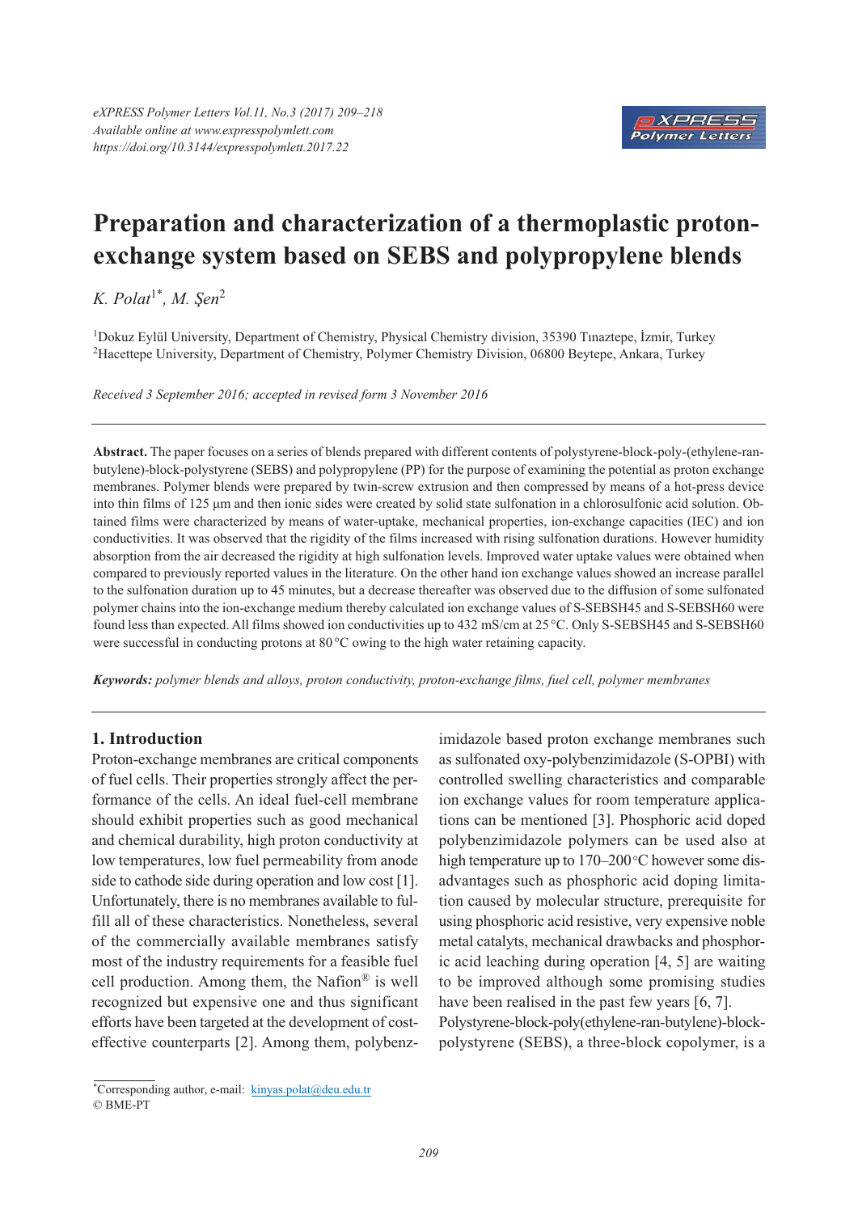# Preparation and characterization of a thermoplastic proton-exchange system based on SEBS and polypropylene blends

*K. Polat*[1*], *M. Şen*[2]

[1]Dokuz Eylül University, Department of Chemistry, Physical Chemistry division, 35390 Tınaztepe, İzmir, Turkey
[2]Hacettepe University, Department of Chemistry, Polymer Chemistry Division, 06800 Beytepe, Ankara, Turkey

*Received 3 September 2016; accepted in revised form 3 November 2016*

---

**Abstract.** The paper focuses on a series of blends prepared with different contents of polystyrene-block-poly-(ethylene-ran-butylene)-block-polystyrene (SEBS) and polypropylene (PP) for the purpose of examining the potential as proton exchange membranes. Polymer blends were prepared by twin-screw extrusion and then compressed by means of a hot-press device into thin films of 125 μm and then ionic sides were created by solid state sulfonation in a chlorosulfonic acid solution. Obtained films were characterized by means of water-uptake, mechanical properties, ion-exchange capacities (IEC) and ion conductivities. It was observed that the rigidity of the films increased with rising sulfonation durations. However humidity absorption from the air decreased the rigidity at high sulfonation levels. Improved water uptake values were obtained when compared to previously reported values in the literature. On the other hand ion exchange values showed an increase parallel to the sulfonation duration up to 45 minutes, but a decrease thereafter was observed due to the diffusion of some sulfonated polymer chains into the ion-exchange medium thereby calculated ion exchange values of S-SEBSH45 and S-SEBSH60 were found less than expected. All films showed ion conductivities up to 432 mS/cm at 25 °C. Only S-SEBSH45 and S-SEBSH60 were successful in conducting protons at 80 °C owing to the high water retaining capacity.

***Keywords:*** *polymer blends and alloys, proton conductivity, proton-exchange films, fuel cell, polymer membranes*

---

## 1. Introduction

Proton-exchange membranes are critical components of fuel cells. Their properties strongly affect the performance of the cells. An ideal fuel-cell membrane should exhibit properties such as good mechanical and chemical durability, high proton conductivity at low temperatures, low fuel permeability from anode side to cathode side during operation and low cost [1]. Unfortunately, there is no membranes available to fulfill all of these characteristics. Nonetheless, several of the commercially available membranes satisfy most of the industry requirements for a feasible fuel cell production. Among them, the Nafion® is well recognized but expensive one and thus significant efforts have been targeted at the development of cost-effective counterparts [2]. Among them, polybenzimidazole based proton exchange membranes such as sulfonated oxy-polybenzimidazole (S-OPBI) with controlled swelling characteristics and comparable ion exchange values for room temperature applications can be mentioned [3]. Phosphoric acid doped polybenzimidazole polymers can be used also at high temperature up to 170–200 °C however some disadvantages such as phosphoric acid doping limitation caused by molecular structure, prerequisite for using phosphoric acid resistive, very expensive noble metal catalyts, mechanical drawbacks and phosphoric acid leaching during operation [4, 5] are waiting to be improved although some promising studies have been realised in the past few years [6, 7].

Polystyrene-block-poly(ethylene-ran-butylene)-block-polystyrene (SEBS), a three-block copolymer, is a

---

*Corresponding author, e-mail: kinyas.polat@deu.edu.tr
© BME-PT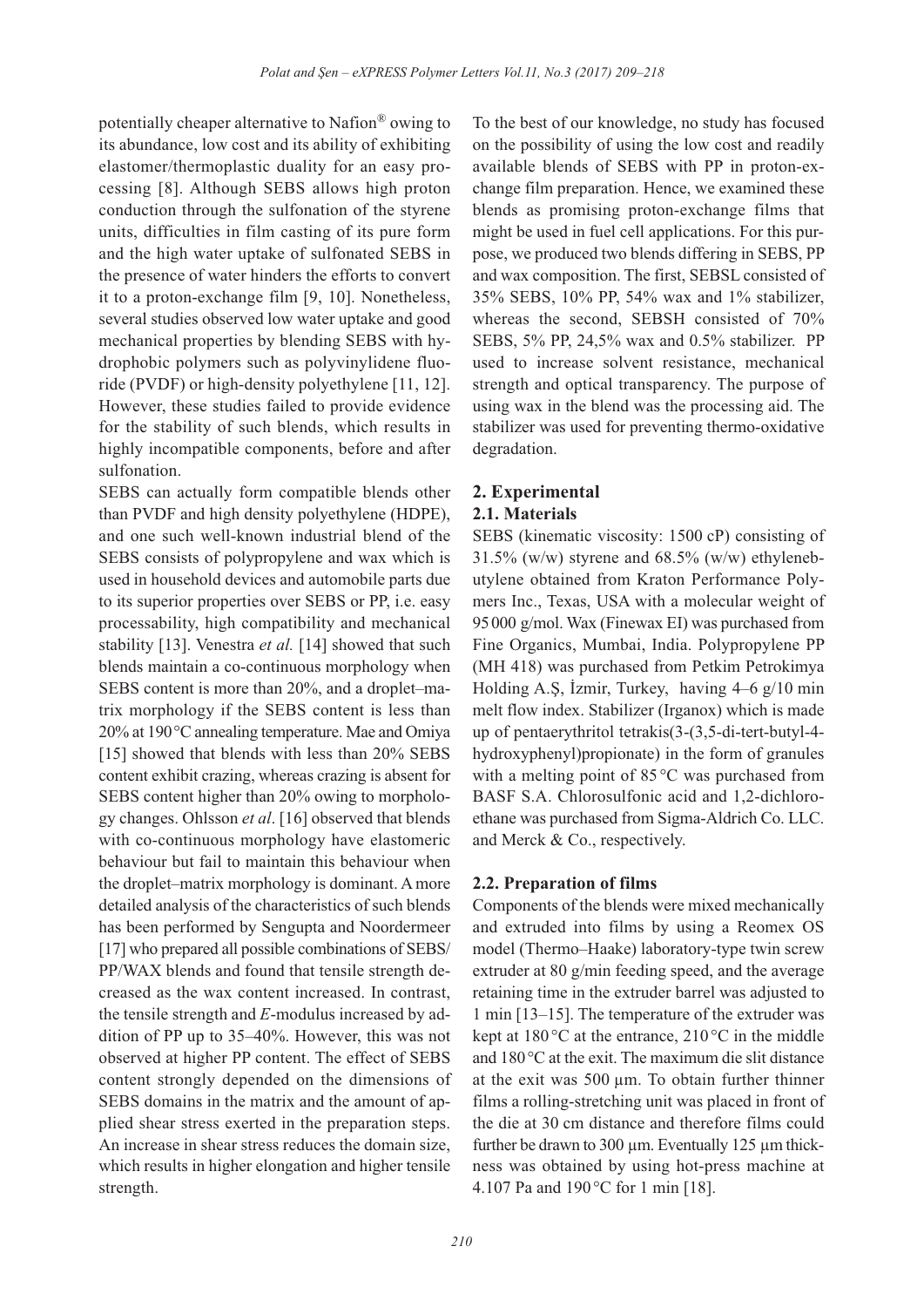potentially cheaper alternative to Nafion® owing to its abundance, low cost and its ability of exhibiting elastomer/thermoplastic duality for an easy processing [8]. Although SEBS allows high proton conduction through the sulfonation of the styrene units, difficulties in film casting of its pure form and the high water uptake of sulfonated SEBS in the presence of water hinders the efforts to convert it to a proton-exchange film [9, 10]. Nonetheless, several studies observed low water uptake and good mechanical properties by blending SEBS with hydrophobic polymers such as polyvinylidene fluoride (PVDF) or high-density polyethylene [11, 12]. However, these studies failed to provide evidence for the stability of such blends, which results in highly incompatible components, before and after sulfonation.

SEBS can actually form compatible blends other than PVDF and high density polyethylene (HDPE), and one such well-known industrial blend of the SEBS consists of polypropylene and wax which is used in household devices and automobile parts due to its superior properties over SEBS or PP, i.e. easy processability, high compatibility and mechanical stability [13]. Venestra *et al.* [14] showed that such blends maintain a co-continuous morphology when SEBS content is more than 20%, and a droplet–matrix morphology if the SEBS content is less than 20% at 190 °C annealing temperature. Mae and Omiya [15] showed that blends with less than 20% SEBS content exhibit crazing, whereas crazing is absent for SEBS content higher than 20% owing to morphology changes. Ohlsson *et al*. [16] observed that blends with co-continuous morphology have elastomeric behaviour but fail to maintain this behaviour when the droplet–matrix morphology is dominant. A more detailed analysis of the characteristics of such blends has been performed by Sengupta and Noordermeer [17] who prepared all possible combinations of SEBS/PP/WAX blends and found that tensile strength decreased as the wax content increased. In contrast, the tensile strength and *E*-modulus increased by addition of PP up to 35–40%. However, this was not observed at higher PP content. The effect of SEBS content strongly depended on the dimensions of SEBS domains in the matrix and the amount of applied shear stress exerted in the preparation steps. An increase in shear stress reduces the domain size, which results in higher elongation and higher tensile strength.

To the best of our knowledge, no study has focused on the possibility of using the low cost and readily available blends of SEBS with PP in proton-exchange film preparation. Hence, we examined these blends as promising proton-exchange films that might be used in fuel cell applications. For this purpose, we produced two blends differing in SEBS, PP and wax composition. The first, SEBSL consisted of 35% SEBS, 10% PP, 54% wax and 1% stabilizer, whereas the second, SEBSH consisted of 70% SEBS, 5% PP, 24,5% wax and 0.5% stabilizer. PP used to increase solvent resistance, mechanical strength and optical transparency. The purpose of using wax in the blend was the processing aid. The stabilizer was used for preventing thermo-oxidative degradation.

## 2. Experimental

### 2.1. Materials

SEBS (kinematic viscosity: 1500 cP) consisting of 31.5% (w/w) styrene and 68.5% (w/w) ethylenebutylene obtained from Kraton Performance Polymers Inc., Texas, USA with a molecular weight of 95 000 g/mol. Wax (Finewax EI) was purchased from Fine Organics, Mumbai, India. Polypropylene PP (MH 418) was purchased from Petkim Petrokimya Holding A.Ş, İzmir, Turkey, having 4–6 g/10 min melt flow index. Stabilizer (Irganox) which is made up of pentaerythritol tetrakis(3-(3,5-di-tert-butyl-4-hydroxyphenyl)propionate) in the form of granules with a melting point of 85 °C was purchased from BASF S.A. Chlorosulfonic acid and 1,2-dichloroethane was purchased from Sigma-Aldrich Co. LLC. and Merck & Co., respectively.

### 2.2. Preparation of films

Components of the blends were mixed mechanically and extruded into films by using a Reomex OS model (Thermo–Haake) laboratory-type twin screw extruder at 80 g/min feeding speed, and the average retaining time in the extruder barrel was adjusted to 1 min [13–15]. The temperature of the extruder was kept at 180 °C at the entrance, 210 °C in the middle and 180 °C at the exit. The maximum die slit distance at the exit was 500 µm. To obtain further thinner films a rolling-stretching unit was placed in front of the die at 30 cm distance and therefore films could further be drawn to 300 µm. Eventually 125 µm thickness was obtained by using hot-press machine at 4.107 Pa and 190 °C for 1 min [18].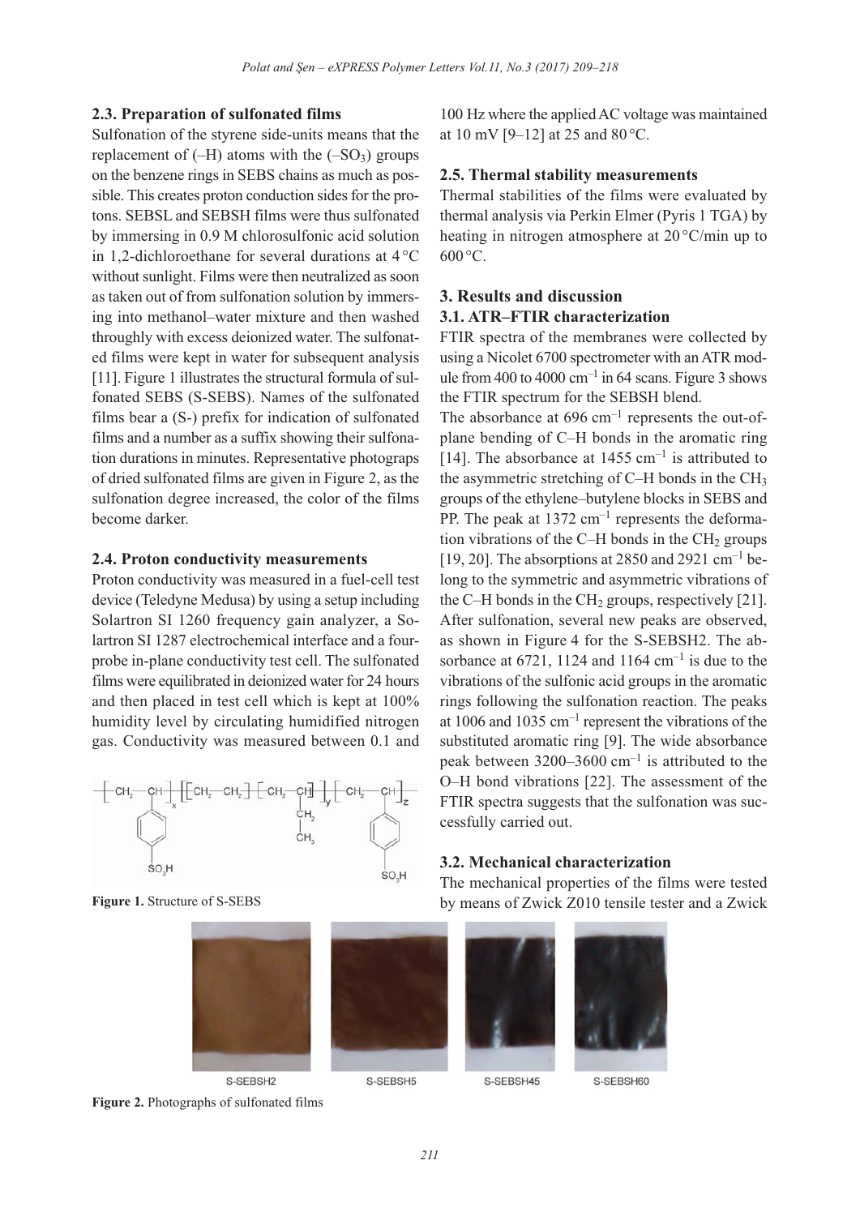## 2.3. Preparation of sulfonated films

Sulfonation of the styrene side-units means that the replacement of (–H) atoms with the ($–SO_3$) groups on the benzene rings in SEBS chains as much as possible. This creates proton conduction sides for the protons. SEBSL and SEBSH films were thus sulfonated by immersing in 0.9 M chlorosulfonic acid solution in 1,2-dichloroethane for several durations at 4 °C without sunlight. Films were then neutralized as soon as taken out of from sulfonation solution by immersing into methanol–water mixture and then washed throughly with excess deionized water. The sulfonated films were kept in water for subsequent analysis [11]. Figure 1 illustrates the structural formula of sulfonated SEBS (S-SEBS). Names of the sulfonated films bear a (S-) prefix for indication of sulfonated films and a number as a suffix showing their sulfonation durations in minutes. Representative photograps of dried sulfonated films are given in Figure 2, as the sulfonation degree increased, the color of the films become darker.

## 2.4. Proton conductivity measurements

Proton conductivity was measured in a fuel-cell test device (Teledyne Medusa) by using a setup including Solartron SI 1260 frequency gain analyzer, a Solartron SI 1287 electrochemical interface and a four-probe in-plane conductivity test cell. The sulfonated films were equilibrated in deionized water for 24 hours and then placed in test cell which is kept at 100% humidity level by circulating humidified nitrogen gas. Conductivity was measured between 0.1 and 100 Hz where the applied AC voltage was maintained at 10 mV [9–12] at 25 and 80 °C.

**Figure 1.** Structure of S-SEBS

## 2.5. Thermal stability measurements

Thermal stabilities of the films were evaluated by thermal analysis via Perkin Elmer (Pyris 1 TGA) by heating in nitrogen atmosphere at 20 °C/min up to 600 °C.

# 3. Results and discussion

## 3.1. ATR–FTIR characterization

FTIR spectra of the membranes were collected by using a Nicolet 6700 spectrometer with an ATR module from 400 to 4000 $cm^{-1}$ in 64 scans. Figure 3 shows the FTIR spectrum for the SEBSH blend.

The absorbance at 696 $cm^{-1}$ represents the out-of-plane bending of C–H bonds in the aromatic ring [14]. The absorbance at 1455 $cm^{-1}$ is attributed to the asymmetric stretching of C–H bonds in the $CH_3$ groups of the ethylene–butylene blocks in SEBS and PP. The peak at 1372 $cm^{-1}$ represents the deformation vibrations of the C–H bonds in the $CH_2$ groups [19, 20]. The absorptions at 2850 and 2921 $cm^{-1}$ belong to the symmetric and asymmetric vibrations of the C–H bonds in the $CH_2$ groups, respectively [21]. After sulfonation, several new peaks are observed, as shown in Figure 4 for the S-SEBSH2. The absorbance at 6721, 1124 and 1164 $cm^{-1}$ is due to the vibrations of the sulfonic acid groups in the aromatic rings following the sulfonation reaction. The peaks at 1006 and 1035 $cm^{-1}$ represent the vibrations of the substituted aromatic ring [9]. The wide absorbance peak between 3200–3600 $cm^{-1}$ is attributed to the O–H bond vibrations [22]. The assessment of the FTIR spectra suggests that the sulfonation was successfully carried out.

## 3.2. Mechanical characterization

The mechanical properties of the films were tested by means of Zwick Z010 tensile tester and a Zwick

S-SEBSH2 S-SEBSH5 S-SEBSH45 S-SEBSH60

**Figure 2.** Photographs of sulfonated films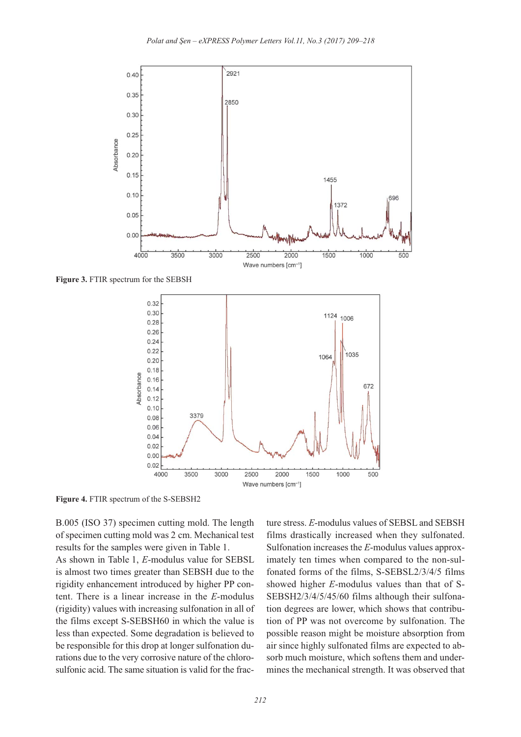Figure 3. FTIR spectrum for the SEBSH

Figure 4. FTIR spectrum of the S-SEBSH2

B.005 (ISO 37) specimen cutting mold. The length of specimen cutting mold was 2 cm. Mechanical test results for the samples were given in Table 1.

As shown in Table 1, *E*-modulus value for SEBSL is almost two times greater than SEBSH due to the rigidity enhancement introduced by higher PP content. There is a linear increase in the *E*-modulus (rigidity) values with increasing sulfonation in all of the films except S-SEBSH60 in which the value is less than expected. Some degradation is believed to be responsible for this drop at longer sulfonation durations due to the very corrosive nature of the chlorosulfonic acid. The same situation is valid for the fracture stress. *E*-modulus values of SEBSL and SEBSH films drastically increased when they sulfonated. Sulfonation increases the *E*-modulus values approximately ten times when compared to the non-sulfonated forms of the films, S-SEBSL2/3/4/5 films showed higher *E*-modulus values than that of S-SEBSH2/3/4/5/45/60 films although their sulfonation degrees are lower, which shows that contribution of PP was not overcome by sulfonation. The possible reason might be moisture absorption from air since highly sulfonated films are expected to absorb much moisture, which softens them and undermines the mechanical strength. It was observed that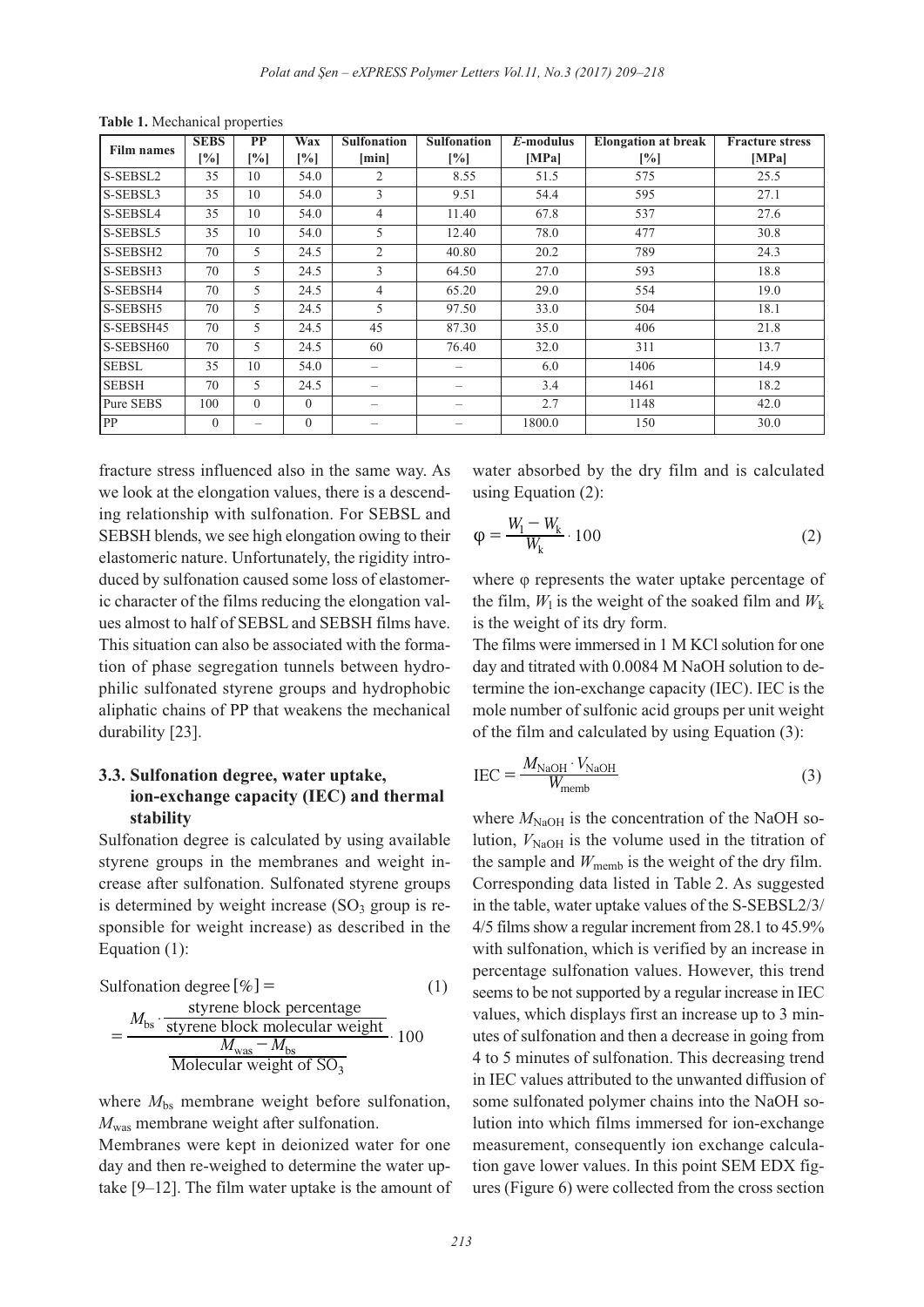**Table 1.** Mechanical properties

| Film names | SEBS [%] | PP [%] | Wax [%] | Sulfonation [min] | Sulfonation [%] | *E*-modulus [MPa] | Elongation at break [%] | Fracture stress [MPa] |
|---|---|---|---|---|---|---|---|---|
| S-SEBSL2 | 35 | 10 | 54.0 | 2 | 8.55 | 51.5 | 575 | 25.5 |
| S-SEBSL3 | 35 | 10 | 54.0 | 3 | 9.51 | 54.4 | 595 | 27.1 |
| S-SEBSL4 | 35 | 10 | 54.0 | 4 | 11.40 | 67.8 | 537 | 27.6 |
| S-SEBSL5 | 35 | 10 | 54.0 | 5 | 12.40 | 78.0 | 477 | 30.8 |
| S-SEBSH2 | 70 | 5 | 24.5 | 2 | 40.80 | 20.2 | 789 | 24.3 |
| S-SEBSH3 | 70 | 5 | 24.5 | 3 | 64.50 | 27.0 | 593 | 18.8 |
| S-SEBSH4 | 70 | 5 | 24.5 | 4 | 65.20 | 29.0 | 554 | 19.0 |
| S-SEBSH5 | 70 | 5 | 24.5 | 5 | 97.50 | 33.0 | 504 | 18.1 |
| S-SEBSH45 | 70 | 5 | 24.5 | 45 | 87.30 | 35.0 | 406 | 21.8 |
| S-SEBSH60 | 70 | 5 | 24.5 | 60 | 76.40 | 32.0 | 311 | 13.7 |
| SEBSL | 35 | 10 | 54.0 | – | – | 6.0 | 1406 | 14.9 |
| SEBSH | 70 | 5 | 24.5 | – | – | 3.4 | 1461 | 18.2 |
| Pure SEBS | 100 | 0 | 0 | – | – | 2.7 | 1148 | 42.0 |
| PP | 0 | – | 0 | – | – | 1800.0 | 150 | 30.0 |

fracture stress influenced also in the same way. As we look at the elongation values, there is a descending relationship with sulfonation. For SEBSL and SEBSH blends, we see high elongation owing to their elastomeric nature. Unfortunately, the rigidity introduced by sulfonation caused some loss of elastomeric character of the films reducing the elongation values almost to half of SEBSL and SEBSH films have. This situation can also be associated with the formation of phase segregation tunnels between hydrophilic sulfonated styrene groups and hydrophobic aliphatic chains of PP that weakens the mechanical durability [23].

### 3.3. Sulfonation degree, water uptake, ion-exchange capacity (IEC) and thermal stability

Sulfonation degree is calculated by using available styrene groups in the membranes and weight increase after sulfonation. Sulfonated styrene groups is determined by weight increase ($SO_3$ group is responsible for weight increase) as described in the Equation (1):

$$\text{Sulfonation degree}\,[\%] = \frac{M_{bs}\cdot\dfrac{\text{styrene block percentage}}{\text{styrene block molecular weight}}}{\dfrac{M_{was}-M_{bs}}{\text{Molecular weight of } SO_3}}\cdot 100 \qquad (1)$$

where $M_{bs}$ membrane weight before sulfonation, $M_{was}$ membrane weight after sulfonation.

Membranes were kept in deionized water for one day and then re-weighed to determine the water uptake [9–12]. The film water uptake is the amount of water absorbed by the dry film and is calculated using Equation (2):

$$\varphi = \frac{W_l - W_k}{W_k}\cdot 100 \qquad (2)$$

where φ represents the water uptake percentage of the film, $W_l$ is the weight of the soaked film and $W_k$ is the weight of its dry form.

The films were immersed in 1 M KCl solution for one day and titrated with 0.0084 M NaOH solution to determine the ion-exchange capacity (IEC). IEC is the mole number of sulfonic acid groups per unit weight of the film and calculated by using Equation (3):

$$\text{IEC} = \frac{M_{NaOH}\cdot V_{NaOH}}{W_{memb}} \qquad (3)$$

where $M_{NaOH}$ is the concentration of the NaOH solution, $V_{NaOH}$ is the volume used in the titration of the sample and $W_{memb}$ is the weight of the dry film. Corresponding data listed in Table 2. As suggested in the table, water uptake values of the S-SEBSL2/3/4/5 films show a regular increment from 28.1 to 45.9% with sulfonation, which is verified by an increase in percentage sulfonation values. However, this trend seems to be not supported by a regular increase in IEC values, which displays first an increase up to 3 minutes of sulfonation and then a decrease in going from 4 to 5 minutes of sulfonation. This decreasing trend in IEC values attributed to the unwanted diffusion of some sulfonated polymer chains into the NaOH solution into which films immersed for ion-exchange measurement, consequently ion exchange calculation gave lower values. In this point SEM EDX figures (Figure 6) were collected from the cross section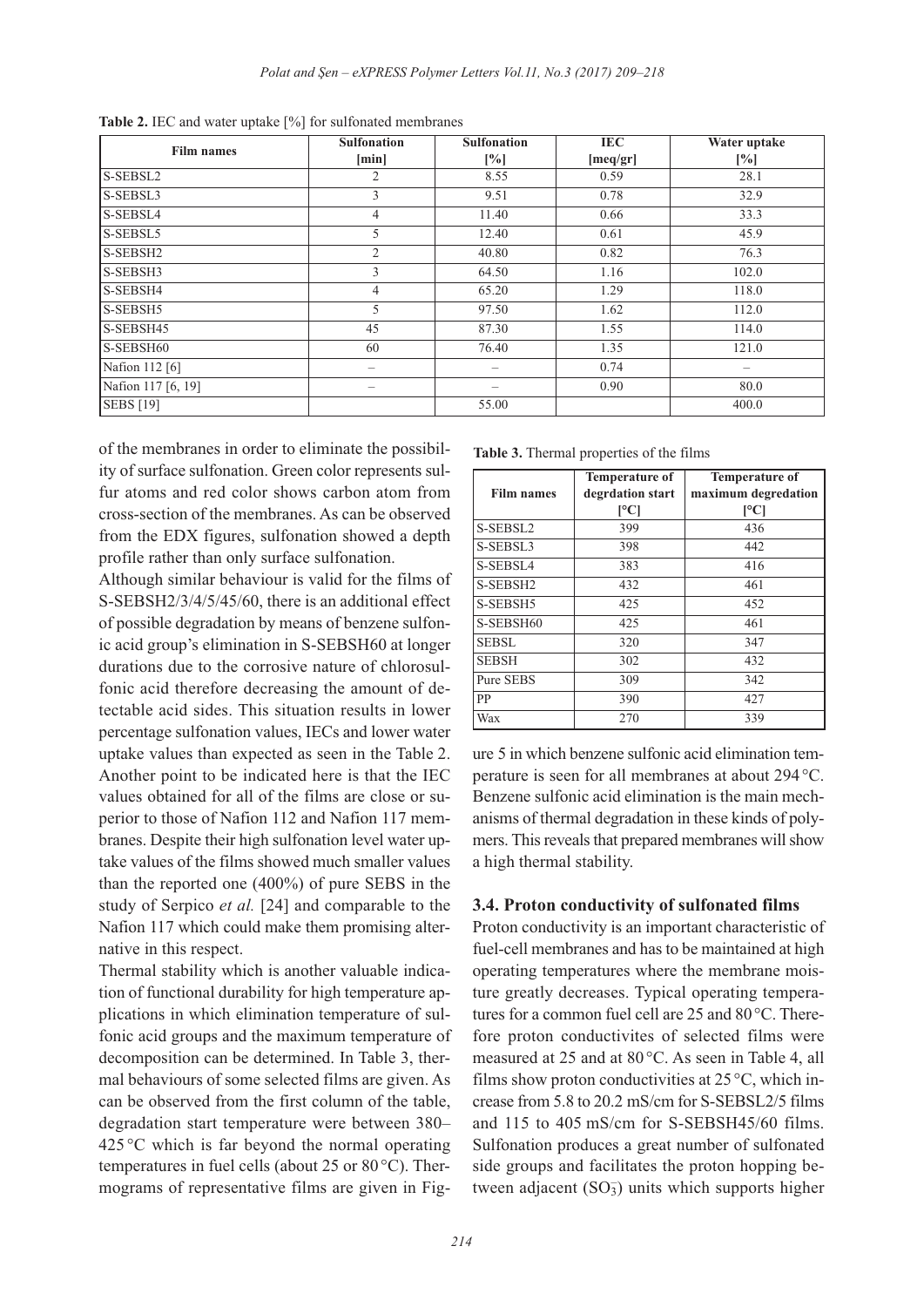**Table 2.** IEC and water uptake [%] for sulfonated membranes

| Film names | Sulfonation [min] | Sulfonation [%] | IEC [meq/gr] | Water uptake [%] |
|---|---|---|---|---|
| S-SEBSL2 | 2 | 8.55 | 0.59 | 28.1 |
| S-SEBSL3 | 3 | 9.51 | 0.78 | 32.9 |
| S-SEBSL4 | 4 | 11.40 | 0.66 | 33.3 |
| S-SEBSL5 | 5 | 12.40 | 0.61 | 45.9 |
| S-SEBSH2 | 2 | 40.80 | 0.82 | 76.3 |
| S-SEBSH3 | 3 | 64.50 | 1.16 | 102.0 |
| S-SEBSH4 | 4 | 65.20 | 1.29 | 118.0 |
| S-SEBSH5 | 5 | 97.50 | 1.62 | 112.0 |
| S-SEBSH45 | 45 | 87.30 | 1.55 | 114.0 |
| S-SEBSH60 | 60 | 76.40 | 1.35 | 121.0 |
| Nafion 112 [6] | – | – | 0.74 | – |
| Nafion 117 [6, 19] | – | – | 0.90 | 80.0 |
| SEBS [19] | | 55.00 | | 400.0 |

of the membranes in order to eliminate the possibility of surface sulfonation. Green color represents sulfur atoms and red color shows carbon atom from cross-section of the membranes. As can be observed from the EDX figures, sulfonation showed a depth profile rather than only surface sulfonation.

Although similar behaviour is valid for the films of S-SEBSH2/3/4/5/45/60, there is an additional effect of possible degradation by means of benzene sulfonic acid group's elimination in S-SEBSH60 at longer durations due to the corrosive nature of chlorosulfonic acid therefore decreasing the amount of detectable acid sides. This situation results in lower percentage sulfonation values, IECs and lower water uptake values than expected as seen in the Table 2. Another point to be indicated here is that the IEC values obtained for all of the films are close or superior to those of Nafion 112 and Nafion 117 membranes. Despite their high sulfonation level water uptake values of the films showed much smaller values than the reported one (400%) of pure SEBS in the study of Serpico *et al.* [24] and comparable to the Nafion 117 which could make them promising alternative in this respect.

Thermal stability which is another valuable indication of functional durability for high temperature applications in which elimination temperature of sulfonic acid groups and the maximum temperature of decomposition can be determined. In Table 3, thermal behaviours of some selected films are given. As can be observed from the first column of the table, degradation start temperature were between 380–425 °C which is far beyond the normal operating temperatures in fuel cells (about 25 or 80 °C). Thermograms of representative films are given in Figure 5 in which benzene sulfonic acid elimination temperature is seen for all membranes at about 294 °C. Benzene sulfonic acid elimination is the main mechanisms of thermal degradation in these kinds of polymers. This reveals that prepared membranes will show a high thermal stability.

**Table 3.** Thermal properties of the films

| Film names | Temperature of degrdation start [°C] | Temperature of maximum degredation [°C] |
|---|---|---|
| S-SEBSL2 | 399 | 436 |
| S-SEBSL3 | 398 | 442 |
| S-SEBSL4 | 383 | 416 |
| S-SEBSH2 | 432 | 461 |
| S-SEBSH5 | 425 | 452 |
| S-SEBSH60 | 425 | 461 |
| SEBSL | 320 | 347 |
| SEBSH | 302 | 432 |
| Pure SEBS | 309 | 342 |
| PP | 390 | 427 |
| Wax | 270 | 339 |

### 3.4. Proton conductivity of sulfonated films

Proton conductivity is an important characteristic of fuel-cell membranes and has to be maintained at high operating temperatures where the membrane moisture greatly decreases. Typical operating temperatures for a common fuel cell are 25 and 80 °C. Therefore proton conductivites of selected films were measured at 25 and at 80 °C. As seen in Table 4, all films show proton conductivities at 25 °C, which increase from 5.8 to 20.2 mS/cm for S-SEBSL2/5 films and 115 to 405 mS/cm for S-SEBSH45/60 films. Sulfonation produces a great number of sulfonated side groups and facilitates the proton hopping between adjacent ($SO_3^-$) units which supports higher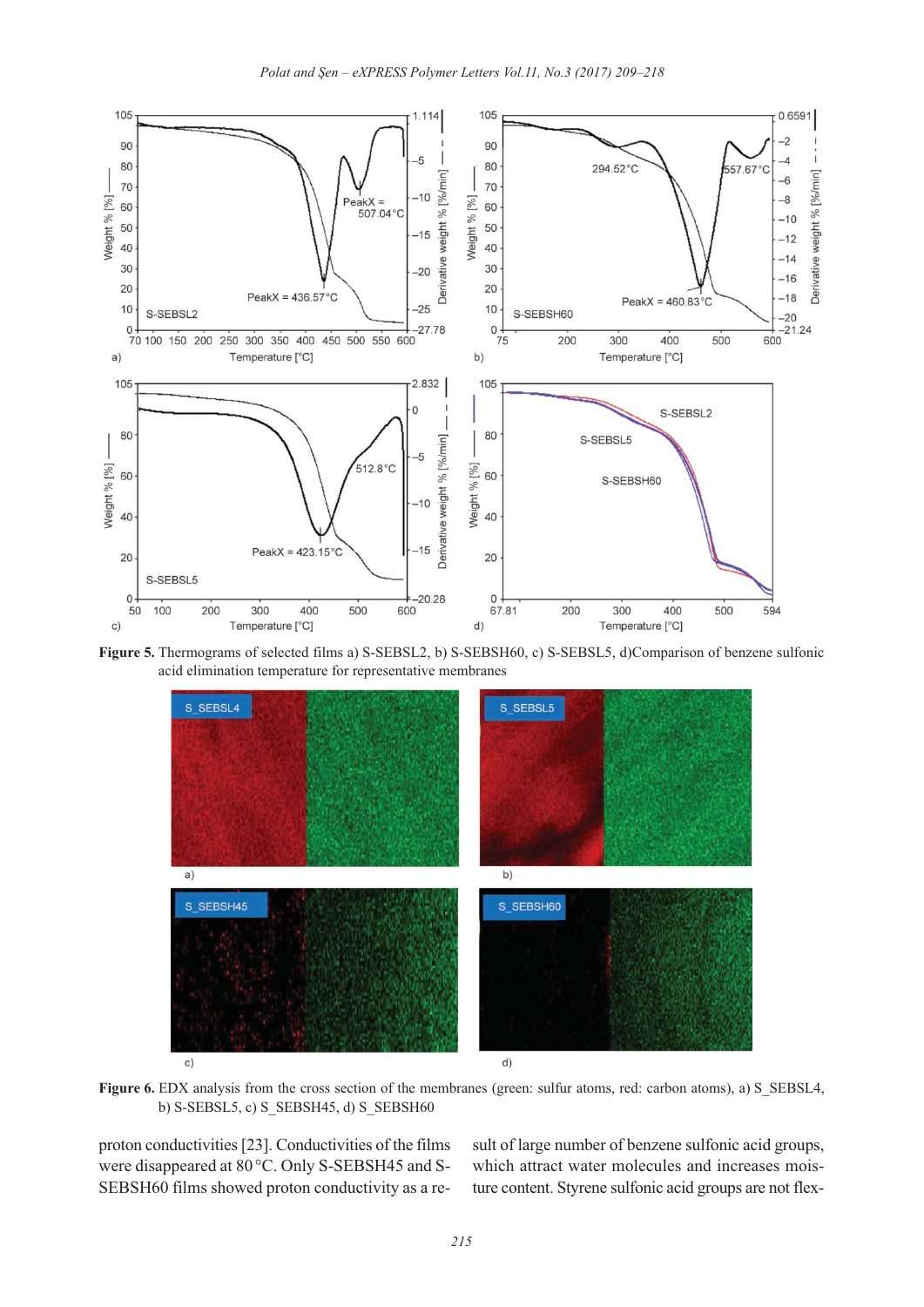**Figure 5.** Thermograms of selected films a) S-SEBSL2, b) S-SEBSH60, c) S-SEBSL5, d)Comparison of benzene sulfonic acid elimination temperature for representative membranes

**Figure 6.** EDX analysis from the cross section of the membranes (green: sulfur atoms, red: carbon atoms), a) S_SEBSL4, b) S-SEBSL5, c) S_SEBSH45, d) S_SEBSH60

proton conductivities [23]. Conductivities of the films were disappeared at 80 °C. Only S-SEBSH45 and S-SEBSH60 films showed proton conductivity as a result of large number of benzene sulfonic acid groups, which attract water molecules and increases moisture content. Styrene sulfonic acid groups are not flex-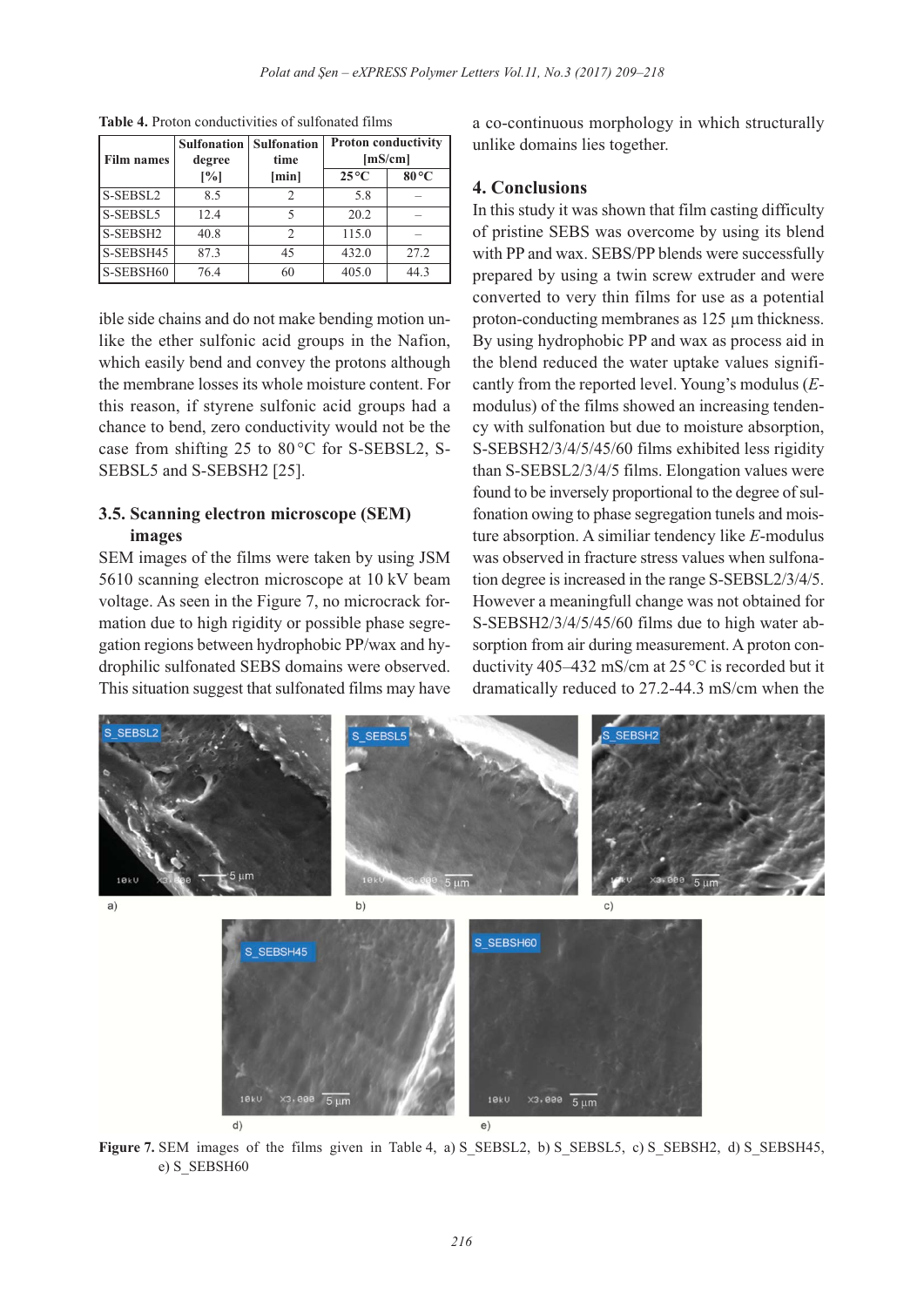**Table 4.** Proton conductivities of sulfonated films

| Film names | Sulfonation degree [%] | Sulfonation time [min] | Proton conductivity [mS/cm] | |
|---|---|---|---|---|
| | | | 25 °C | 80 °C |
| S-SEBSL2 | 8.5 | 2 | 5.8 | – |
| S-SEBSL5 | 12.4 | 5 | 20.2 | – |
| S-SEBSH2 | 40.8 | 2 | 115.0 | – |
| S-SEBSH45 | 87.3 | 45 | 432.0 | 27.2 |
| S-SEBSH60 | 76.4 | 60 | 405.0 | 44.3 |

ible side chains and do not make bending motion unlike the ether sulfonic acid groups in the Nafion, which easily bend and convey the protons although the membrane losses its whole moisture content. For this reason, if styrene sulfonic acid groups had a chance to bend, zero conductivity would not be the case from shifting 25 to 80 °C for S-SEBSL2, S-SEBSL5 and S-SEBSH2 [25].

### 3.5. Scanning electron microscope (SEM) images

SEM images of the films were taken by using JSM 5610 scanning electron microscope at 10 kV beam voltage. As seen in the Figure 7, no microcrack formation due to high rigidity or possible phase segregation regions between hydrophobic PP/wax and hydrophilic sulfonated SEBS domains were observed. This situation suggest that sulfonated films may have a co-continuous morphology in which structurally unlike domains lies together.

## 4. Conclusions

In this study it was shown that film casting difficulty of pristine SEBS was overcome by using its blend with PP and wax. SEBS/PP blends were successfully prepared by using a twin screw extruder and were converted to very thin films for use as a potential proton-conducting membranes as 125 µm thickness. By using hydrophobic PP and wax as process aid in the blend reduced the water uptake values significantly from the reported level. Young's modulus (*E*-modulus) of the films showed an increasing tendency with sulfonation but due to moisture absorption, S-SEBSH2/3/4/5/45/60 films exhibited less rigidity than S-SEBSL2/3/4/5 films. Elongation values were found to be inversely proportional to the degree of sulfonation owing to phase segregation tunels and moisture absorption. A similiar tendency like *E*-modulus was observed in fracture stress values when sulfonation degree is increased in the range S-SEBSL2/3/4/5. However a meaningfull change was not obtained for S-SEBSH2/3/4/5/45/60 films due to high water absorption from air during measurement. A proton conductivity 405–432 mS/cm at 25 °C is recorded but it dramatically reduced to 27.2-44.3 mS/cm when the

**Figure 7.** SEM images of the films given in Table 4, a) S_SEBSL2, b) S_SEBSL5, c) S_SEBSH2, d) S_SEBSH45, e) S_SEBSH60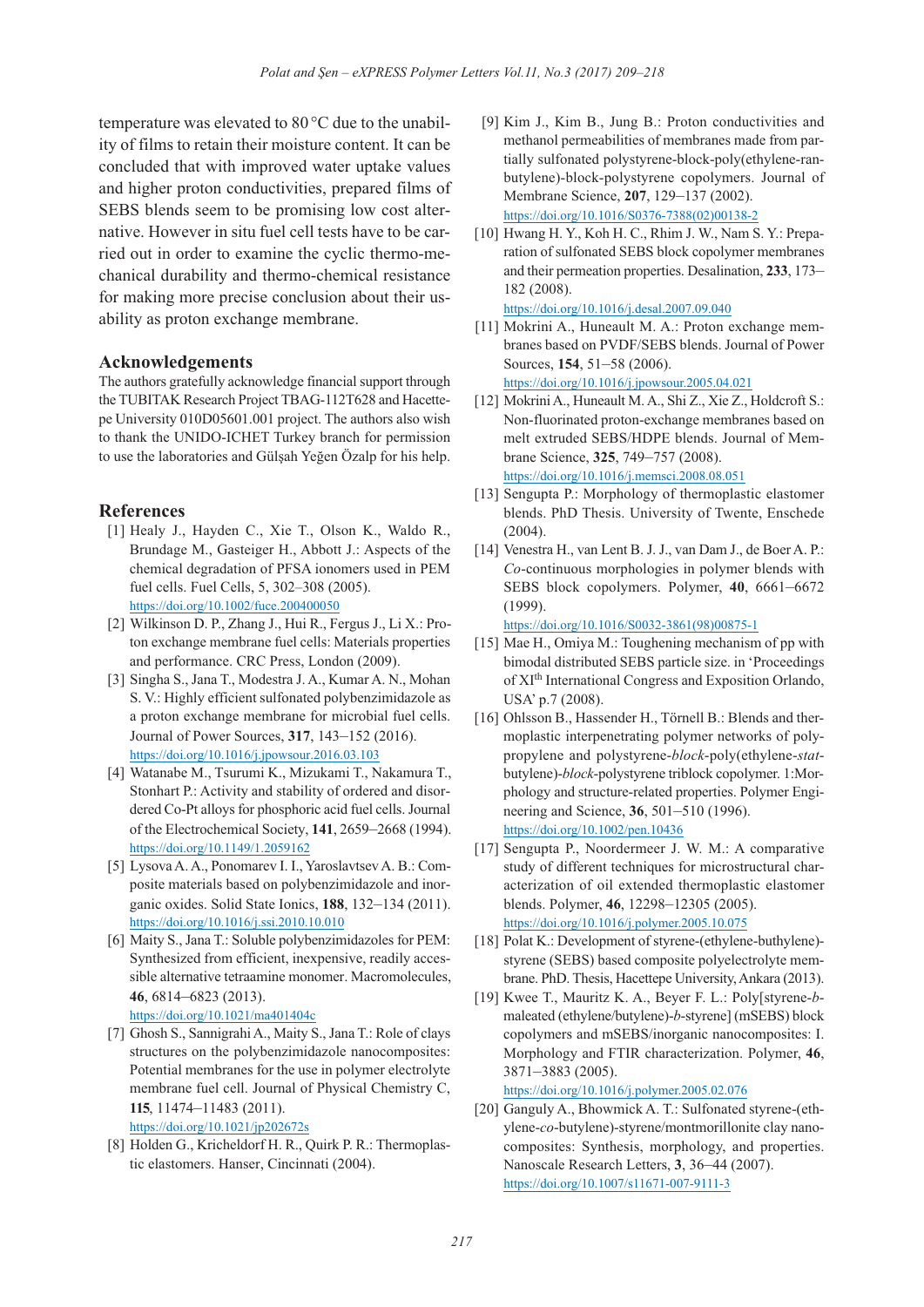temperature was elevated to 80 °C due to the unability of films to retain their moisture content. It can be concluded that with improved water uptake values and higher proton conductivities, prepared films of SEBS blends seem to be promising low cost alternative. However in situ fuel cell tests have to be carried out in order to examine the cyclic thermo-mechanical durability and thermo-chemical resistance for making more precise conclusion about their usability as proton exchange membrane.

## Acknowledgements

The authors gratefully acknowledge financial support through the TUBITAK Research Project TBAG-112T628 and Hacettepe University 010D05601.001 project. The authors also wish to thank the UNIDO-ICHET Turkey branch for permission to use the laboratories and Gülşah Yeğen Özalp for his help.

## References

[1] Healy J., Hayden C., Xie T., Olson K., Waldo R., Brundage M., Gasteiger H., Abbott J.: Aspects of the chemical degradation of PFSA ionomers used in PEM fuel cells. Fuel Cells, 5, 302–308 (2005). https://doi.org/10.1002/fuce.200400050

[2] Wilkinson D. P., Zhang J., Hui R., Fergus J., Li X.: Proton exchange membrane fuel cells: Materials properties and performance. CRC Press, London (2009).

[3] Singha S., Jana T., Modestra J. A., Kumar A. N., Mohan S. V.: Highly efficient sulfonated polybenzimidazole as a proton exchange membrane for microbial fuel cells. Journal of Power Sources, **317**, 143–152 (2016). https://doi.org/10.1016/j.jpowsour.2016.03.103

[4] Watanabe M., Tsurumi K., Mizukami T., Nakamura T., Stonhart P.: Activity and stability of ordered and disordered Co-Pt alloys for phosphoric acid fuel cells. Journal of the Electrochemical Society, **141**, 2659–2668 (1994). https://doi.org/10.1149/1.2059162

[5] Lysova A. A., Ponomarev I. I., Yaroslavtsev A. B.: Composite materials based on polybenzimidazole and inorganic oxides. Solid State Ionics, **188**, 132–134 (2011). https://doi.org/10.1016/j.ssi.2010.10.010

[6] Maity S., Jana T.: Soluble polybenzimidazoles for PEM: Synthesized from efficient, inexpensive, readily accessible alternative tetraamine monomer. Macromolecules, **46**, 6814–6823 (2013). https://doi.org/10.1021/ma401404c

[7] Ghosh S., Sannigrahi A., Maity S., Jana T.: Role of clays structures on the polybenzimidazole nanocomposites: Potential membranes for the use in polymer electrolyte membrane fuel cell. Journal of Physical Chemistry C, **115**, 11474–11483 (2011). https://doi.org/10.1021/jp202672s

[8] Holden G., Kricheldorf H. R., Quirk P. R.: Thermoplastic elastomers. Hanser, Cincinnati (2004).

[9] Kim J., Kim B., Jung B.: Proton conductivities and methanol permeabilities of membranes made from partially sulfonated polystyrene-block-poly(ethylene-ran-butylene)-block-polystyrene copolymers. Journal of Membrane Science, **207**, 129–137 (2002). https://doi.org/10.1016/S0376-7388(02)00138-2

[10] Hwang H. Y., Koh H. C., Rhim J. W., Nam S. Y.: Preparation of sulfonated SEBS block copolymer membranes and their permeation properties. Desalination, **233**, 173–182 (2008). https://doi.org/10.1016/j.desal.2007.09.040

[11] Mokrini A., Huneault M. A.: Proton exchange membranes based on PVDF/SEBS blends. Journal of Power Sources, **154**, 51–58 (2006). https://doi.org/10.1016/j.jpowsour.2005.04.021

[12] Mokrini A., Huneault M. A., Shi Z., Xie Z., Holdcroft S.: Non-fluorinated proton-exchange membranes based on melt extruded SEBS/HDPE blends. Journal of Membrane Science, **325**, 749–757 (2008). https://doi.org/10.1016/j.memsci.2008.08.051

[13] Sengupta P.: Morphology of thermoplastic elastomer blends. PhD Thesis. University of Twente, Enschede (2004).

[14] Venestra H., van Lent B. J. J., van Dam J., de Boer A. P.: *Co*-continuous morphologies in polymer blends with SEBS block copolymers. Polymer, **40**, 6661–6672 (1999). https://doi.org/10.1016/S0032-3861(98)00875-1

[15] Mae H., Omiya M.: Toughening mechanism of pp with bimodal distributed SEBS particle size. in 'Proceedings of XI^th International Congress and Exposition Orlando, USA' p.7 (2008).

[16] Ohlsson B., Hassender H., Törnell B.: Blends and thermoplastic interpenetrating polymer networks of polypropylene and polystyrene-*block*-poly(ethylene-*stat*-butylene)-*block*-polystyrene triblock copolymer. 1:Morphology and structure-related properties. Polymer Engineering and Science, **36**, 501–510 (1996). https://doi.org/10.1002/pen.10436

[17] Sengupta P., Noordermeer J. W. M.: A comparative study of different techniques for microstructural characterization of oil extended thermoplastic elastomer blends. Polymer, **46**, 12298–12305 (2005). https://doi.org/10.1016/j.polymer.2005.10.075

[18] Polat K.: Development of styrene-(ethylene-buthylene)-styrene (SEBS) based composite polyelectrolyte membrane. PhD. Thesis, Hacettepe University, Ankara (2013).

[19] Kwee T., Mauritz K. A., Beyer F. L.: Poly[styrene-*b*-maleated (ethylene/butylene)-*b*-styrene] (mSEBS) block copolymers and mSEBS/inorganic nanocomposites: I. Morphology and FTIR characterization. Polymer, **46**, 3871–3883 (2005). https://doi.org/10.1016/j.polymer.2005.02.076

[20] Ganguly A., Bhowmick A. T.: Sulfonated styrene-(ethylene-*co*-butylene)-styrene/montmorillonite clay nanocomposites: Synthesis, morphology, and properties. Nanoscale Research Letters, **3**, 36–44 (2007). https://doi.org/10.1007/s11671-007-9111-3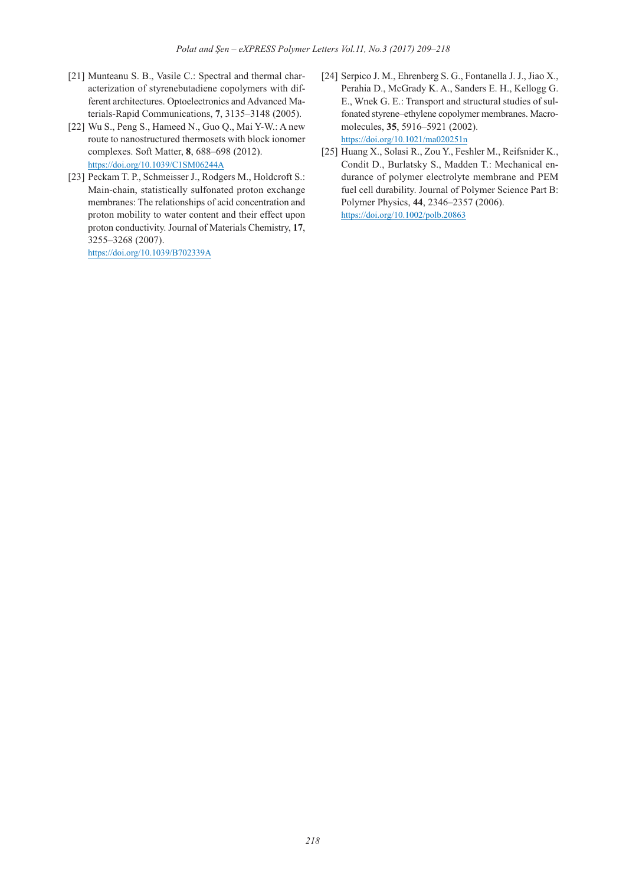[21] Munteanu S. B., Vasile C.: Spectral and thermal characterization of styrenebutadiene copolymers with different architectures. Optoelectronics and Advanced Materials-Rapid Communications, **7**, 3135–3148 (2005).

[22] Wu S., Peng S., Hameed N., Guo Q., Mai Y-W.: A new route to nanostructured thermosets with block ionomer complexes. Soft Matter, **8**, 688–698 (2012). https://doi.org/10.1039/C1SM06244A

[23] Peckam T. P., Schmeisser J., Rodgers M., Holdcroft S.: Main-chain, statistically sulfonated proton exchange membranes: The relationships of acid concentration and proton mobility to water content and their effect upon proton conductivity. Journal of Materials Chemistry, **17**, 3255–3268 (2007). https://doi.org/10.1039/B702339A

[24] Serpico J. M., Ehrenberg S. G., Fontanella J. J., Jiao X., Perahia D., McGrady K. A., Sanders E. H., Kellogg G. E., Wnek G. E.: Transport and structural studies of sulfonated styrene–ethylene copolymer membranes. Macromolecules, **35**, 5916–5921 (2002). https://doi.org/10.1021/ma020251n

[25] Huang X., Solasi R., Zou Y., Feshler M., Reifsnider K., Condit D., Burlatsky S., Madden T.: Mechanical endurance of polymer electrolyte membrane and PEM fuel cell durability. Journal of Polymer Science Part B: Polymer Physics, **44**, 2346–2357 (2006). https://doi.org/10.1002/polb.20863